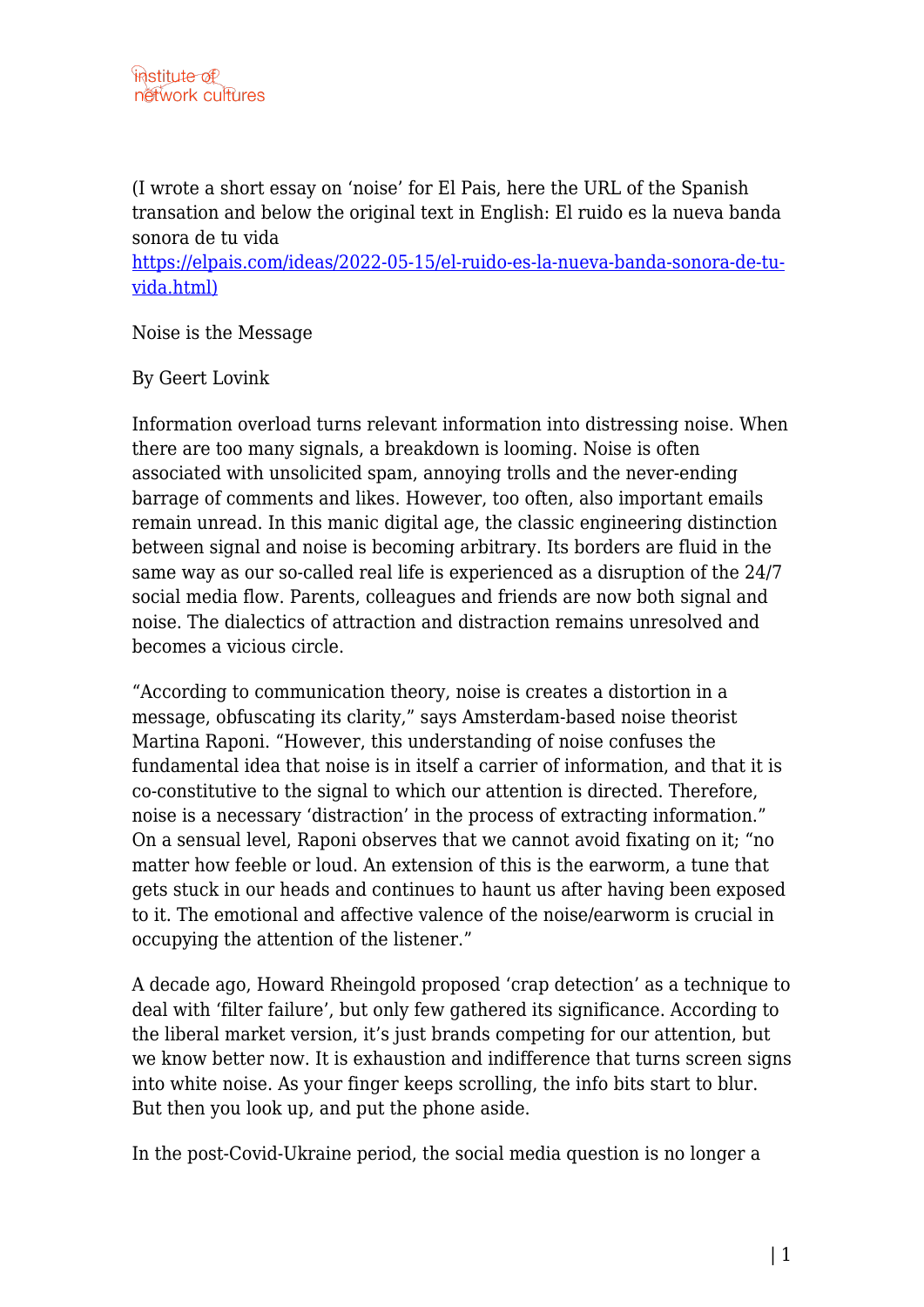(I wrote a short essay on 'noise' for El Pais, here the URL of the Spanish transation and below the original text in English: El ruido es la nueva banda sonora de tu vida
[https://elpais.com/ideas/2022-05-15/el-ruido-es-la-nueva-banda-sonora-de-tu-vida.html)](https://elpais.com/ideas/2022-05-15/el-ruido-es-la-nueva-banda-sonora-de-tu-vida.html)

# Noise is the Message

By Geert Lovink

Information overload turns relevant information into distressing noise. When there are too many signals, a breakdown is looming. Noise is often associated with unsolicited spam, annoying trolls and the never-ending barrage of comments and likes. However, too often, also important emails remain unread. In this manic digital age, the classic engineering distinction between signal and noise is becoming arbitrary. Its borders are fluid in the same way as our so-called real life is experienced as a disruption of the 24/7 social media flow. Parents, colleagues and friends are now both signal and noise. The dialectics of attraction and distraction remains unresolved and becomes a vicious circle.

"According to communication theory, noise is creates a distortion in a message, obfuscating its clarity," says Amsterdam-based noise theorist Martina Raponi. "However, this understanding of noise confuses the fundamental idea that noise is in itself a carrier of information, and that it is co-constitutive to the signal to which our attention is directed. Therefore, noise is a necessary 'distraction' in the process of extracting information." On a sensual level, Raponi observes that we cannot avoid fixating on it; "no matter how feeble or loud. An extension of this is the earworm, a tune that gets stuck in our heads and continues to haunt us after having been exposed to it. The emotional and affective valence of the noise/earworm is crucial in occupying the attention of the listener."

A decade ago, Howard Rheingold proposed 'crap detection' as a technique to deal with 'filter failure', but only few gathered its significance. According to the liberal market version, it's just brands competing for our attention, but we know better now. It is exhaustion and indifference that turns screen signs into white noise. As your finger keeps scrolling, the info bits start to blur. But then you look up, and put the phone aside.

In the post-Covid-Ukraine period, the social media question is no longer a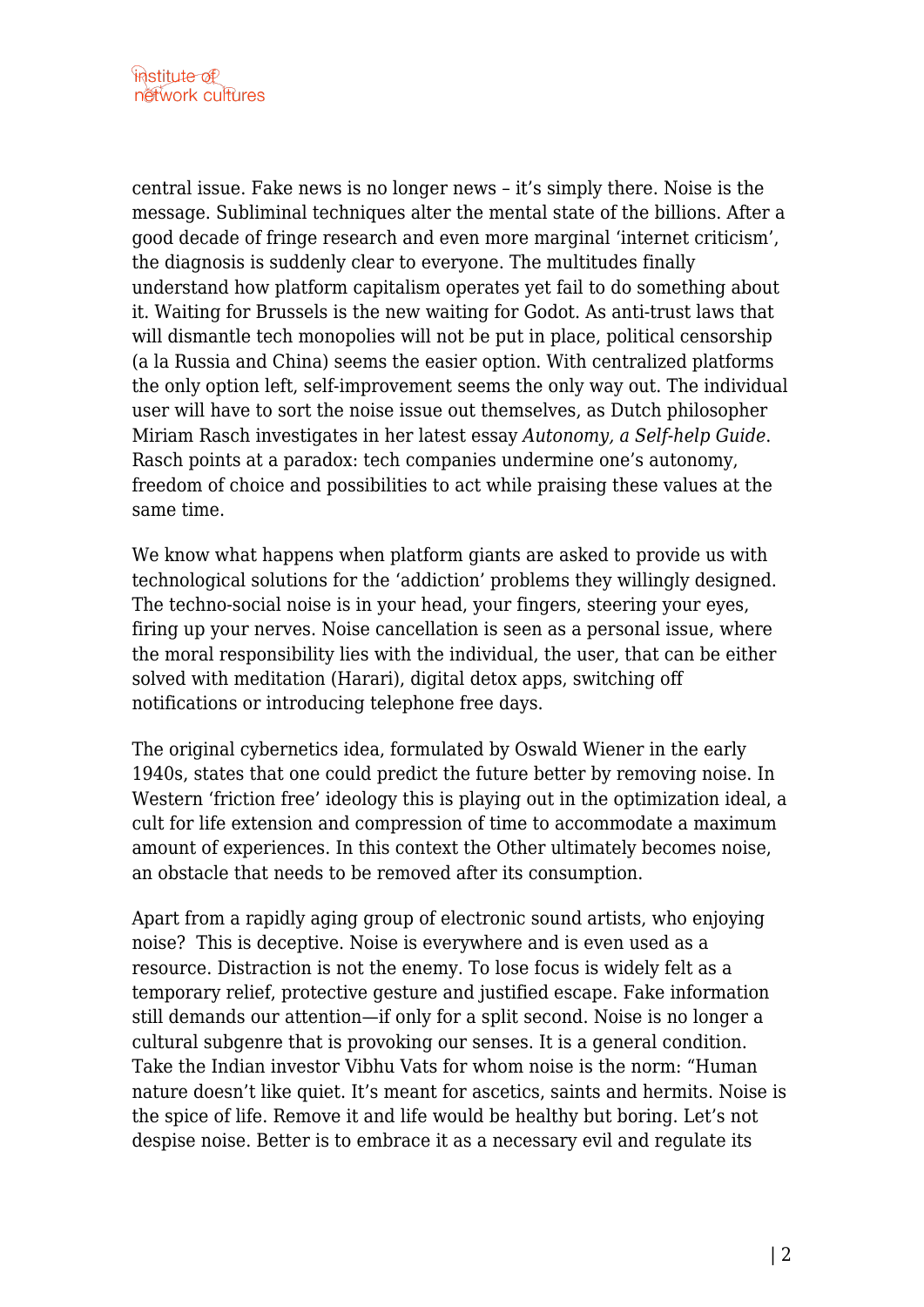central issue. Fake news is no longer news – it's simply there. Noise is the message. Subliminal techniques alter the mental state of the billions. After a good decade of fringe research and even more marginal 'internet criticism', the diagnosis is suddenly clear to everyone. The multitudes finally understand how platform capitalism operates yet fail to do something about it. Waiting for Brussels is the new waiting for Godot. As anti-trust laws that will dismantle tech monopolies will not be put in place, political censorship (a la Russia and China) seems the easier option. With centralized platforms the only option left, self-improvement seems the only way out. The individual user will have to sort the noise issue out themselves, as Dutch philosopher Miriam Rasch investigates in her latest essay *Autonomy, a Self-help Guide*. Rasch points at a paradox: tech companies undermine one's autonomy, freedom of choice and possibilities to act while praising these values at the same time.

We know what happens when platform giants are asked to provide us with technological solutions for the 'addiction' problems they willingly designed. The techno-social noise is in your head, your fingers, steering your eyes, firing up your nerves. Noise cancellation is seen as a personal issue, where the moral responsibility lies with the individual, the user, that can be either solved with meditation (Harari), digital detox apps, switching off notifications or introducing telephone free days.

The original cybernetics idea, formulated by Oswald Wiener in the early 1940s, states that one could predict the future better by removing noise. In Western 'friction free' ideology this is playing out in the optimization ideal, a cult for life extension and compression of time to accommodate a maximum amount of experiences. In this context the Other ultimately becomes noise, an obstacle that needs to be removed after its consumption.

Apart from a rapidly aging group of electronic sound artists, who enjoying noise? This is deceptive. Noise is everywhere and is even used as a resource. Distraction is not the enemy. To lose focus is widely felt as a temporary relief, protective gesture and justified escape. Fake information still demands our attention—if only for a split second. Noise is no longer a cultural subgenre that is provoking our senses. It is a general condition. Take the Indian investor Vibhu Vats for whom noise is the norm: "Human nature doesn't like quiet. It's meant for ascetics, saints and hermits. Noise is the spice of life. Remove it and life would be healthy but boring. Let's not despise noise. Better is to embrace it as a necessary evil and regulate its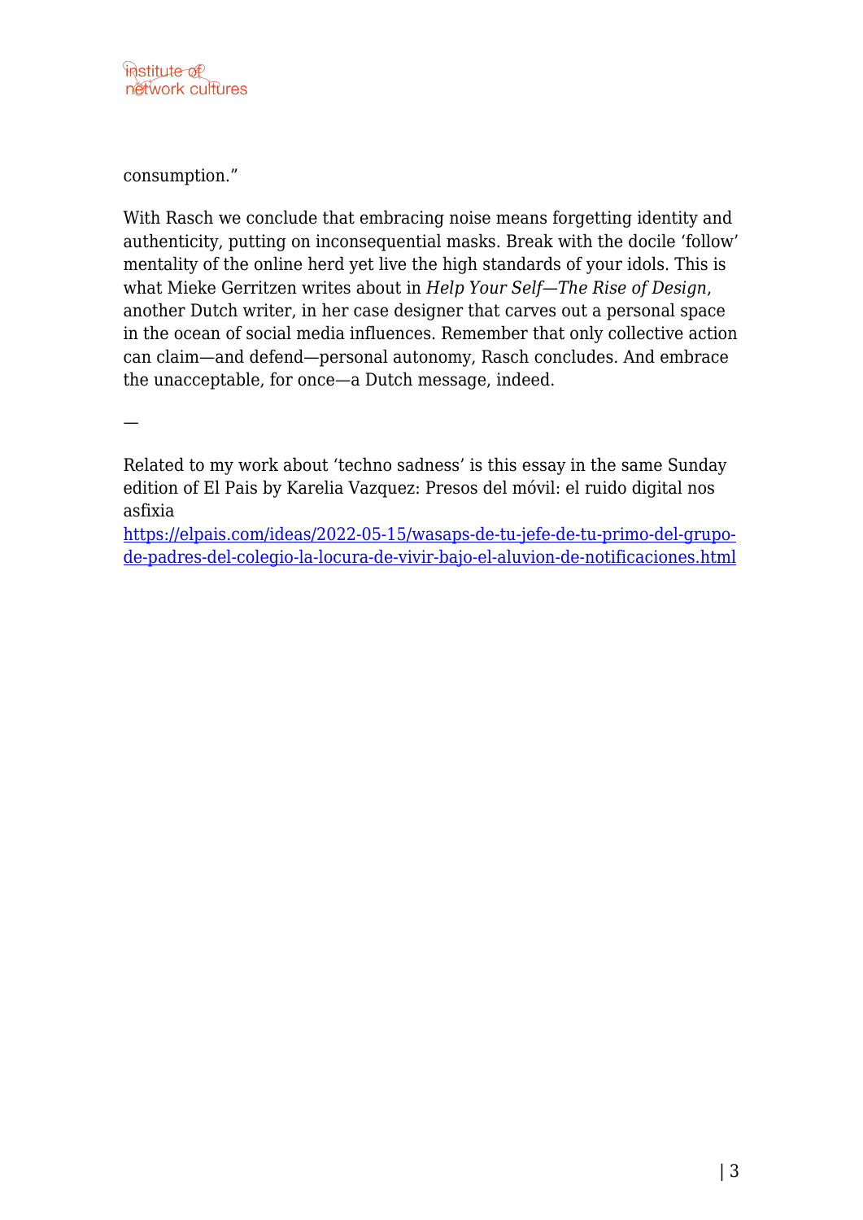consumption."

With Rasch we conclude that embracing noise means forgetting identity and authenticity, putting on inconsequential masks. Break with the docile 'follow' mentality of the online herd yet live the high standards of your idols. This is what Mieke Gerritzen writes about in *Help Your Self—The Rise of Design*, another Dutch writer, in her case designer that carves out a personal space in the ocean of social media influences. Remember that only collective action can claim—and defend—personal autonomy, Rasch concludes. And embrace the unacceptable, for once—a Dutch message, indeed.

—

Related to my work about 'techno sadness' is this essay in the same Sunday edition of El Pais by Karelia Vazquez: Presos del móvil: el ruido digital nos asfixia
[https://elpais.com/ideas/2022-05-15/wasaps-de-tu-jefe-de-tu-primo-del-grupo-de-padres-del-colegio-la-locura-de-vivir-bajo-el-aluvion-de-notificaciones.html](https://elpais.com/ideas/2022-05-15/wasaps-de-tu-jefe-de-tu-primo-del-grupo-de-padres-del-colegio-la-locura-de-vivir-bajo-el-aluvion-de-notificaciones.html)